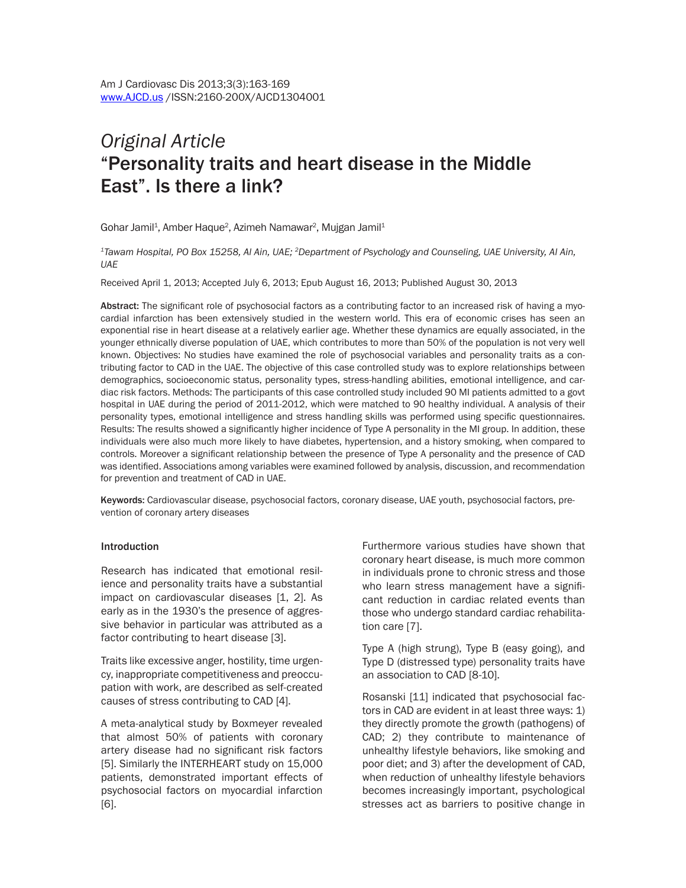*Original Article*

# "Personality traits and heart disease in the Middle East". Is there a link?

Gohar Jamil[1], Amber Haque[2], Azimeh Namawar[2], Mujgan Jamil[1]

[1]*Tawam Hospital, PO Box 15258, Al Ain, UAE;* [2]*Department of Psychology and Counseling, UAE University, Al Ain, UAE*

Received April 1, 2013; Accepted July 6, 2013; Epub August 16, 2013; Published August 30, 2013

**Abstract:** The significant role of psychosocial factors as a contributing factor to an increased risk of having a myocardial infarction has been extensively studied in the western world. This era of economic crises has seen an exponential rise in heart disease at a relatively earlier age. Whether these dynamics are equally associated, in the younger ethnically diverse population of UAE, which contributes to more than 50% of the population is not very well known. Objectives: No studies have examined the role of psychosocial variables and personality traits as a contributing factor to CAD in the UAE. The objective of this case controlled study was to explore relationships between demographics, socioeconomic status, personality types, stress-handling abilities, emotional intelligence, and cardiac risk factors. Methods: The participants of this case controlled study included 90 MI patients admitted to a govt hospital in UAE during the period of 2011-2012, which were matched to 90 healthy individual. A analysis of their personality types, emotional intelligence and stress handling skills was performed using specific questionnaires. Results: The results showed a significantly higher incidence of Type A personality in the MI group. In addition, these individuals were also much more likely to have diabetes, hypertension, and a history smoking, when compared to controls. Moreover a significant relationship between the presence of Type A personality and the presence of CAD was identified. Associations among variables were examined followed by analysis, discussion, and recommendation for prevention and treatment of CAD in UAE.

**Keywords:** Cardiovascular disease, psychosocial factors, coronary disease, UAE youth, psychosocial factors, prevention of coronary artery diseases

## Introduction

Research has indicated that emotional resilience and personality traits have a substantial impact on cardiovascular diseases [1, 2]. As early as in the 1930's the presence of aggressive behavior in particular was attributed as a factor contributing to heart disease [3].

Traits like excessive anger, hostility, time urgency, inappropriate competitiveness and preoccupation with work, are described as self-created causes of stress contributing to CAD [4].

A meta-analytical study by Boxmeyer revealed that almost 50% of patients with coronary artery disease had no significant risk factors [5]. Similarly the INTERHEART study on 15,000 patients, demonstrated important effects of psychosocial factors on myocardial infarction [6].

Furthermore various studies have shown that coronary heart disease, is much more common in individuals prone to chronic stress and those who learn stress management have a significant reduction in cardiac related events than those who undergo standard cardiac rehabilitation care [7].

Type A (high strung), Type B (easy going), and Type D (distressed type) personality traits have an association to CAD [8-10].

Rosanski [11] indicated that psychosocial factors in CAD are evident in at least three ways: 1) they directly promote the growth (pathogens) of CAD; 2) they contribute to maintenance of unhealthy lifestyle behaviors, like smoking and poor diet; and 3) after the development of CAD, when reduction of unhealthy lifestyle behaviors becomes increasingly important, psychological stresses act as barriers to positive change in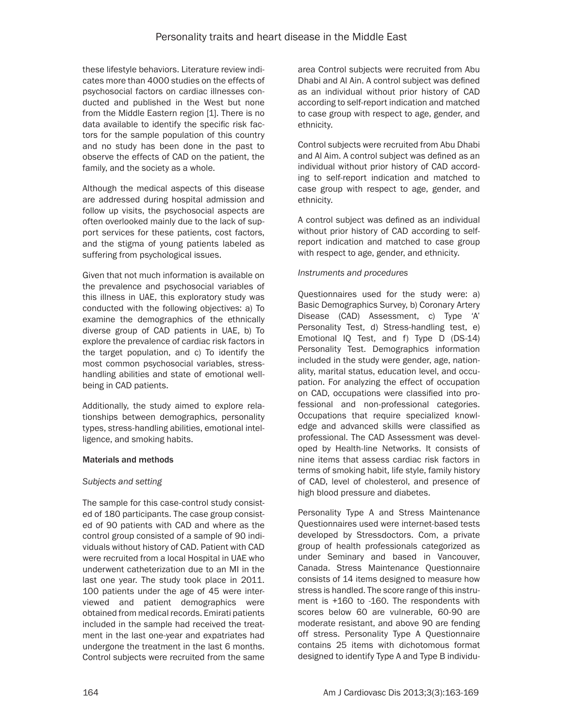these lifestyle behaviors. Literature review indicates more than 4000 studies on the effects of psychosocial factors on cardiac illnesses conducted and published in the West but none from the Middle Eastern region [1]. There is no data available to identify the specific risk factors for the sample population of this country and no study has been done in the past to observe the effects of CAD on the patient, the family, and the society as a whole.

Although the medical aspects of this disease are addressed during hospital admission and follow up visits, the psychosocial aspects are often overlooked mainly due to the lack of support services for these patients, cost factors, and the stigma of young patients labeled as suffering from psychological issues.

Given that not much information is available on the prevalence and psychosocial variables of this illness in UAE, this exploratory study was conducted with the following objectives: a) To examine the demographics of the ethnically diverse group of CAD patients in UAE, b) To explore the prevalence of cardiac risk factors in the target population, and c) To identify the most common psychosocial variables, stress-handling abilities and state of emotional well-being in CAD patients.

Additionally, the study aimed to explore relationships between demographics, personality types, stress-handling abilities, emotional intelligence, and smoking habits.

## Materials and methods

### *Subjects and setting*

The sample for this case-control study consisted of 180 participants. The case group consisted of 90 patients with CAD and where as the control group consisted of a sample of 90 individuals without history of CAD. Patient with CAD were recruited from a local Hospital in UAE who underwent catheterization due to an MI in the last one year. The study took place in 2011. 100 patients under the age of 45 were interviewed and patient demographics were obtained from medical records. Emirati patients included in the sample had received the treatment in the last one-year and expatriates had undergone the treatment in the last 6 months. Control subjects were recruited from the same area Control subjects were recruited from Abu Dhabi and Al Ain. A control subject was defined as an individual without prior history of CAD according to self-report indication and matched to case group with respect to age, gender, and ethnicity.

Control subjects were recruited from Abu Dhabi and Al Aim. A control subject was defined as an individual without prior history of CAD according to self-report indication and matched to case group with respect to age, gender, and ethnicity.

A control subject was defined as an individual without prior history of CAD according to self-report indication and matched to case group with respect to age, gender, and ethnicity.

### *Instruments and procedures*

Questionnaires used for the study were: a) Basic Demographics Survey, b) Coronary Artery Disease (CAD) Assessment, c) Type 'A' Personality Test, d) Stress-handling test, e) Emotional IQ Test, and f) Type D (DS-14) Personality Test. Demographics information included in the study were gender, age, nationality, marital status, education level, and occupation. For analyzing the effect of occupation on CAD, occupations were classified into professional and non-professional categories. Occupations that require specialized knowledge and advanced skills were classified as professional. The CAD Assessment was developed by Health-line Networks. It consists of nine items that assess cardiac risk factors in terms of smoking habit, life style, family history of CAD, level of cholesterol, and presence of high blood pressure and diabetes.

Personality Type A and Stress Maintenance Questionnaires used were internet-based tests developed by Stressdoctors. Com, a private group of health professionals categorized as under Seminary and based in Vancouver, Canada. Stress Maintenance Questionnaire consists of 14 items designed to measure how stress is handled. The score range of this instrument is +160 to -160. The respondents with scores below 60 are vulnerable, 60-90 are moderate resistant, and above 90 are fending off stress. Personality Type A Questionnaire contains 25 items with dichotomous format designed to identify Type A and Type B individu-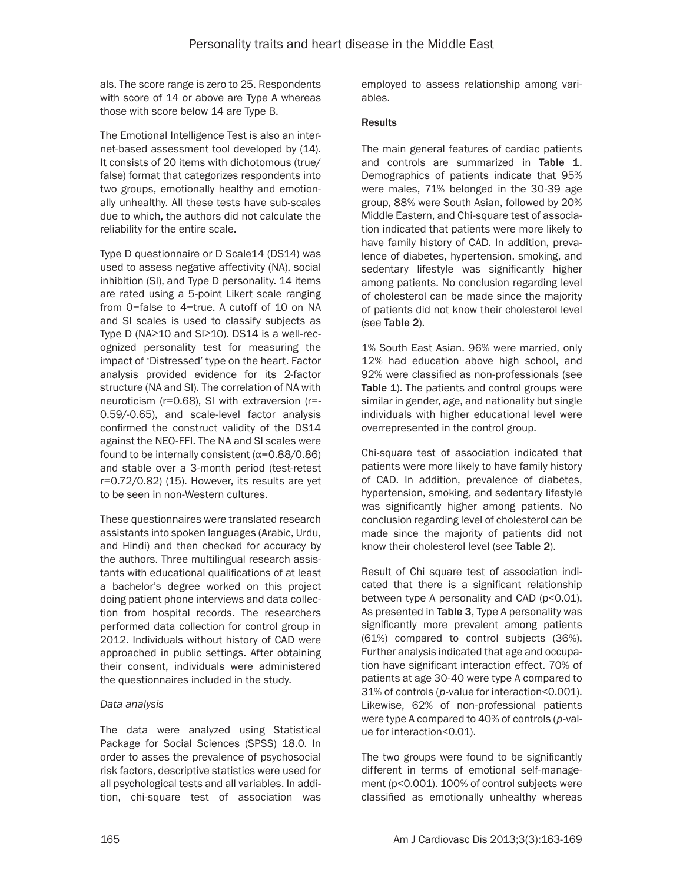als. The score range is zero to 25. Respondents with score of 14 or above are Type A whereas those with score below 14 are Type B.

The Emotional Intelligence Test is also an internet-based assessment tool developed by (14). It consists of 20 items with dichotomous (true/false) format that categorizes respondents into two groups, emotionally healthy and emotionally unhealthy. All these tests have sub-scales due to which, the authors did not calculate the reliability for the entire scale.

Type D questionnaire or D Scale14 (DS14) was used to assess negative affectivity (NA), social inhibition (SI), and Type D personality. 14 items are rated using a 5-point Likert scale ranging from 0=false to 4=true. A cutoff of 10 on NA and SI scales is used to classify subjects as Type D (NA≥10 and SI≥10). DS14 is a well-recognized personality test for measuring the impact of 'Distressed' type on the heart. Factor analysis provided evidence for its 2-factor structure (NA and SI). The correlation of NA with neuroticism (r=0.68), SI with extraversion (r=-0.59/-0.65), and scale-level factor analysis confirmed the construct validity of the DS14 against the NEO-FFI. The NA and SI scales were found to be internally consistent (α=0.88/0.86) and stable over a 3-month period (test-retest r=0.72/0.82) (15). However, its results are yet to be seen in non-Western cultures.

These questionnaires were translated research assistants into spoken languages (Arabic, Urdu, and Hindi) and then checked for accuracy by the authors. Three multilingual research assistants with educational qualifications of at least a bachelor's degree worked on this project doing patient phone interviews and data collection from hospital records. The researchers performed data collection for control group in 2012. Individuals without history of CAD were approached in public settings. After obtaining their consent, individuals were administered the questionnaires included in the study.

### *Data analysis*

The data were analyzed using Statistical Package for Social Sciences (SPSS) 18.0. In order to asses the prevalence of psychosocial risk factors, descriptive statistics were used for all psychological tests and all variables. In addition, chi-square test of association was employed to assess relationship among variables.

### Results

The main general features of cardiac patients and controls are summarized in **Table 1**. Demographics of patients indicate that 95% were males, 71% belonged in the 30-39 age group, 88% were South Asian, followed by 20% Middle Eastern, and Chi-square test of association indicated that patients were more likely to have family history of CAD. In addition, prevalence of diabetes, hypertension, smoking, and sedentary lifestyle was significantly higher among patients. No conclusion regarding level of cholesterol can be made since the majority of patients did not know their cholesterol level (see **Table 2**).

1% South East Asian. 96% were married, only 12% had education above high school, and 92% were classified as non-professionals (see **Table 1**). The patients and control groups were similar in gender, age, and nationality but single individuals with higher educational level were overrepresented in the control group.

Chi-square test of association indicated that patients were more likely to have family history of CAD. In addition, prevalence of diabetes, hypertension, smoking, and sedentary lifestyle was significantly higher among patients. No conclusion regarding level of cholesterol can be made since the majority of patients did not know their cholesterol level (see **Table 2**).

Result of Chi square test of association indicated that there is a significant relationship between type A personality and CAD ($p<0.01$). As presented in **Table 3**, Type A personality was significantly more prevalent among patients (61%) compared to control subjects (36%). Further analysis indicated that age and occupation have significant interaction effect. 70% of patients at age 30-40 were type A compared to 31% of controls (*p*-value for interaction<0.001). Likewise, 62% of non-professional patients were type A compared to 40% of controls (*p*-value for interaction<0.01).

The two groups were found to be significantly different in terms of emotional self-management ($p<0.001$). 100% of control subjects were classified as emotionally unhealthy whereas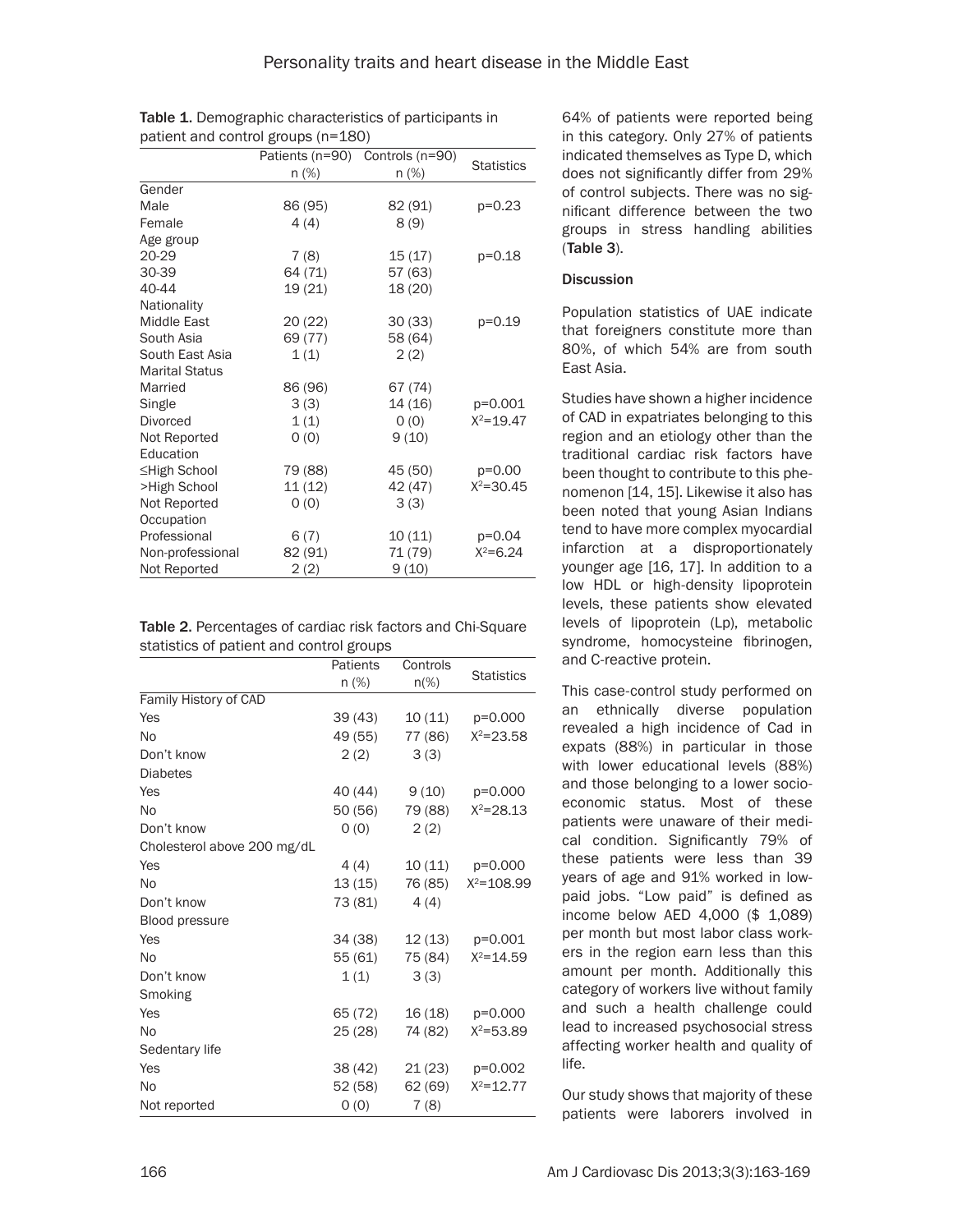**Table 1.** Demographic characteristics of participants in patient and control groups (n=180)

| | Patients (n=90) n (%) | Controls (n=90) n (%) | Statistics |
|---|---|---|---|
| Gender | | | |
| Male | 86 (95) | 82 (91) | p=0.23 |
| Female | 4 (4) | 8 (9) | |
| Age group | | | |
| 20-29 | 7 (8) | 15 (17) | p=0.18 |
| 30-39 | 64 (71) | 57 (63) | |
| 40-44 | 19 (21) | 18 (20) | |
| Nationality | | | |
| Middle East | 20 (22) | 30 (33) | p=0.19 |
| South Asia | 69 (77) | 58 (64) | |
| South East Asia | 1 (1) | 2 (2) | |
| Marital Status | | | |
| Married | 86 (96) | 67 (74) | |
| Single | 3 (3) | 14 (16) | p=0.001 |
| Divorced | 1 (1) | 0 (0) | $X^2$=19.47 |
| Not Reported | 0 (0) | 9 (10) | |
| Education | | | |
| ≤High School | 79 (88) | 45 (50) | p=0.00 |
| >High School | 11 (12) | 42 (47) | $X^2$=30.45 |
| Not Reported | 0 (0) | 3 (3) | |
| Occupation | | | |
| Professional | 6 (7) | 10 (11) | p=0.04 |
| Non-professional | 82 (91) | 71 (79) | $X^2$=6.24 |
| Not Reported | 2 (2) | 9 (10) | |

**Table 2.** Percentages of cardiac risk factors and Chi-Square statistics of patient and control groups

| | Patients n (%) | Controls n(%) | Statistics |
|---|---|---|---|
| Family History of CAD | | | |
| Yes | 39 (43) | 10 (11) | p=0.000 |
| No | 49 (55) | 77 (86) | $X^2$=23.58 |
| Don't know | 2 (2) | 3 (3) | |
| Diabetes | | | |
| Yes | 40 (44) | 9 (10) | p=0.000 |
| No | 50 (56) | 79 (88) | $X^2$=28.13 |
| Don't know | 0 (0) | 2 (2) | |
| Cholesterol above 200 mg/dL | | | |
| Yes | 4 (4) | 10 (11) | p=0.000 |
| No | 13 (15) | 76 (85) | $X^2$=108.99 |
| Don't know | 73 (81) | 4 (4) | |
| Blood pressure | | | |
| Yes | 34 (38) | 12 (13) | p=0.001 |
| No | 55 (61) | 75 (84) | $X^2$=14.59 |
| Don't know | 1 (1) | 3 (3) | |
| Smoking | | | |
| Yes | 65 (72) | 16 (18) | p=0.000 |
| No | 25 (28) | 74 (82) | $X^2$=53.89 |
| Sedentary life | | | |
| Yes | 38 (42) | 21 (23) | p=0.002 |
| No | 52 (58) | 62 (69) | $X^2$=12.77 |
| Not reported | 0 (0) | 7 (8) | |

64% of patients were reported being in this category. Only 27% of patients indicated themselves as Type D, which does not significantly differ from 29% of control subjects. There was no significant difference between the two groups in stress handling abilities (**Table 3**).

## Discussion

Population statistics of UAE indicate that foreigners constitute more than 80%, of which 54% are from south East Asia.

Studies have shown a higher incidence of CAD in expatriates belonging to this region and an etiology other than the traditional cardiac risk factors have been thought to contribute to this phenomenon [14, 15]. Likewise it also has been noted that young Asian Indians tend to have more complex myocardial infarction at a disproportionately younger age [16, 17]. In addition to a low HDL or high-density lipoprotein levels, these patients show elevated levels of lipoprotein (Lp), metabolic syndrome, homocysteine fibrinogen, and C-reactive protein.

This case-control study performed on an ethnically diverse population revealed a high incidence of Cad in expats (88%) in particular in those with lower educational levels (88%) and those belonging to a lower socio-economic status. Most of these patients were unaware of their medical condition. Significantly 79% of these patients were less than 39 years of age and 91% worked in low-paid jobs. "Low paid" is defined as income below AED 4,000 ($ 1,089) per month but most labor class workers in the region earn less than this amount per month. Additionally this category of workers live without family and such a health challenge could lead to increased psychosocial stress affecting worker health and quality of life.

Our study shows that majority of these patients were laborers involved in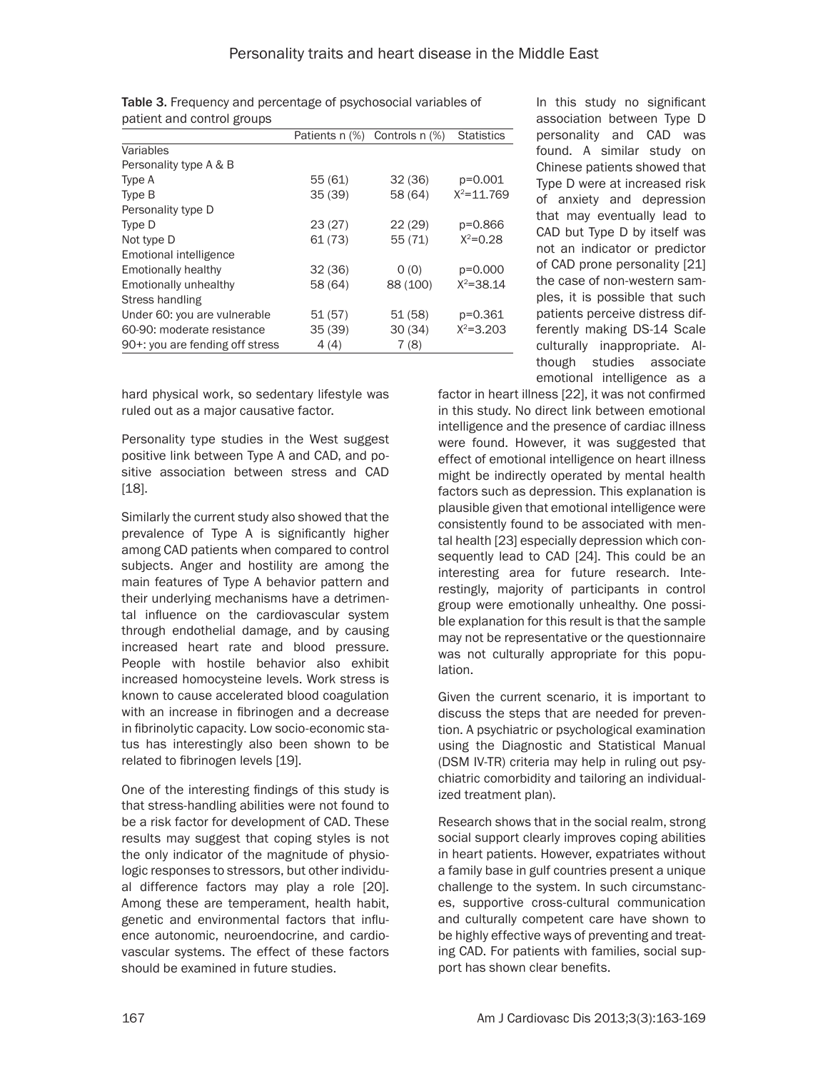Table 3. Frequency and percentage of psychosocial variables of patient and control groups

| | Patients n (%) | Controls n (%) | Statistics |
|---|---|---|---|
| Variables | | | |
| Personality type A & B | | | |
| Type A | 55 (61) | 32 (36) | p=0.001 |
| Type B | 35 (39) | 58 (64) | $X^2$=11.769 |
| Personality type D | | | |
| Type D | 23 (27) | 22 (29) | p=0.866 |
| Not type D | 61 (73) | 55 (71) | $X^2$=0.28 |
| Emotional intelligence | | | |
| Emotionally healthy | 32 (36) | 0 (0) | p=0.000 |
| Emotionally unhealthy | 58 (64) | 88 (100) | $X^2$=38.14 |
| Stress handling | | | |
| Under 60: you are vulnerable | 51 (57) | 51 (58) | p=0.361 |
| 60-90: moderate resistance | 35 (39) | 30 (34) | $X^2$=3.203 |
| 90+: you are fending off stress | 4 (4) | 7 (8) | |

hard physical work, so sedentary lifestyle was ruled out as a major causative factor.

Personality type studies in the West suggest positive link between Type A and CAD, and positive association between stress and CAD [18].

Similarly the current study also showed that the prevalence of Type A is significantly higher among CAD patients when compared to control subjects. Anger and hostility are among the main features of Type A behavior pattern and their underlying mechanisms have a detrimental influence on the cardiovascular system through endothelial damage, and by causing increased heart rate and blood pressure. People with hostile behavior also exhibit increased homocysteine levels. Work stress is known to cause accelerated blood coagulation with an increase in fibrinogen and a decrease in fibrinolytic capacity. Low socio-economic status has interestingly also been shown to be related to fibrinogen levels [19].

One of the interesting findings of this study is that stress-handling abilities were not found to be a risk factor for development of CAD. These results may suggest that coping styles is not the only indicator of the magnitude of physiologic responses to stressors, but other individual difference factors may play a role [20]. Among these are temperament, health habit, genetic and environmental factors that influence autonomic, neuroendocrine, and cardiovascular systems. The effect of these factors should be examined in future studies.

In this study no significant association between Type D personality and CAD was found. A similar study on Chinese patients showed that Type D were at increased risk of anxiety and depression that may eventually lead to CAD but Type D by itself was not an indicator or predictor of CAD prone personality [21] the case of non-western samples, it is possible that such patients perceive distress differently making DS-14 Scale culturally inappropriate. Although studies associate emotional intelligence as a factor in heart illness [22], it was not confirmed in this study. No direct link between emotional intelligence and the presence of cardiac illness were found. However, it was suggested that effect of emotional intelligence on heart illness might be indirectly operated by mental health factors such as depression. This explanation is plausible given that emotional intelligence were consistently found to be associated with mental health [23] especially depression which consequently lead to CAD [24]. This could be an interesting area for future research. Interestingly, majority of participants in control group were emotionally unhealthy. One possible explanation for this result is that the sample may not be representative or the questionnaire was not culturally appropriate for this population.

Given the current scenario, it is important to discuss the steps that are needed for prevention. A psychiatric or psychological examination using the Diagnostic and Statistical Manual (DSM IV-TR) criteria may help in ruling out psychiatric comorbidity and tailoring an individualized treatment plan).

Research shows that in the social realm, strong social support clearly improves coping abilities in heart patients. However, expatriates without a family base in gulf countries present a unique challenge to the system. In such circumstances, supportive cross-cultural communication and culturally competent care have shown to be highly effective ways of preventing and treating CAD. For patients with families, social support has shown clear benefits.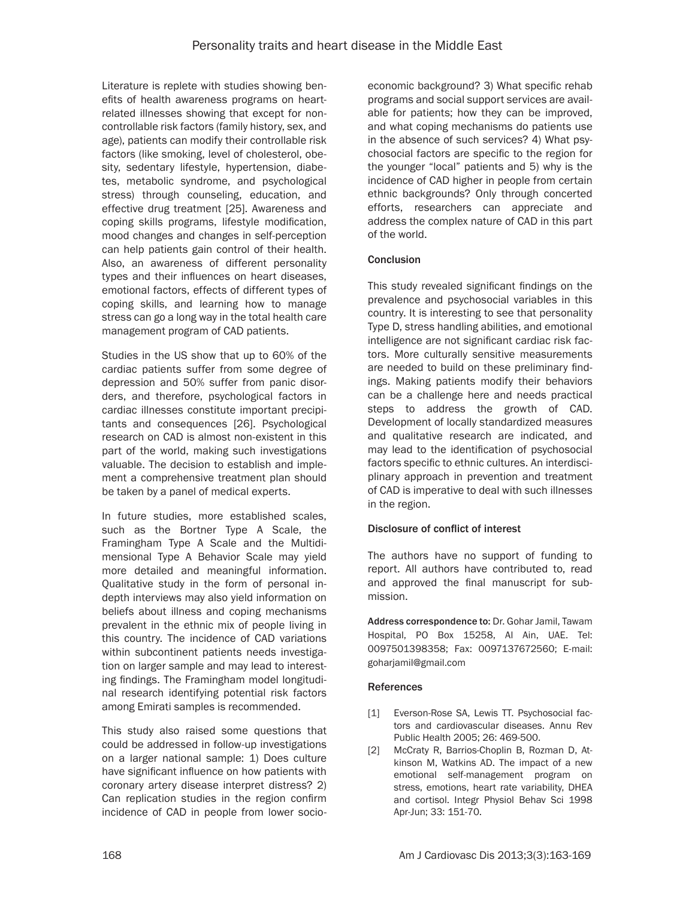Literature is replete with studies showing benefits of health awareness programs on heart-related illnesses showing that except for non-controllable risk factors (family history, sex, and age), patients can modify their controllable risk factors (like smoking, level of cholesterol, obesity, sedentary lifestyle, hypertension, diabetes, metabolic syndrome, and psychological stress) through counseling, education, and effective drug treatment [25]. Awareness and coping skills programs, lifestyle modification, mood changes and changes in self-perception can help patients gain control of their health. Also, an awareness of different personality types and their influences on heart diseases, emotional factors, effects of different types of coping skills, and learning how to manage stress can go a long way in the total health care management program of CAD patients.

Studies in the US show that up to 60% of the cardiac patients suffer from some degree of depression and 50% suffer from panic disorders, and therefore, psychological factors in cardiac illnesses constitute important precipitants and consequences [26]. Psychological research on CAD is almost non-existent in this part of the world, making such investigations valuable. The decision to establish and implement a comprehensive treatment plan should be taken by a panel of medical experts.

In future studies, more established scales, such as the Bortner Type A Scale, the Framingham Type A Scale and the Multidimensional Type A Behavior Scale may yield more detailed and meaningful information. Qualitative study in the form of personal in-depth interviews may also yield information on beliefs about illness and coping mechanisms prevalent in the ethnic mix of people living in this country. The incidence of CAD variations within subcontinent patients needs investigation on larger sample and may lead to interesting findings. The Framingham model longitudinal research identifying potential risk factors among Emirati samples is recommended.

This study also raised some questions that could be addressed in follow-up investigations on a larger national sample: 1) Does culture have significant influence on how patients with coronary artery disease interpret distress? 2) Can replication studies in the region confirm incidence of CAD in people from lower socio-economic background? 3) What specific rehab programs and social support services are available for patients; how they can be improved, and what coping mechanisms do patients use in the absence of such services? 4) What psychosocial factors are specific to the region for the younger "local" patients and 5) why is the incidence of CAD higher in people from certain ethnic backgrounds? Only through concerted efforts, researchers can appreciate and address the complex nature of CAD in this part of the world.

## Conclusion

This study revealed significant findings on the prevalence and psychosocial variables in this country. It is interesting to see that personality Type D, stress handling abilities, and emotional intelligence are not significant cardiac risk factors. More culturally sensitive measurements are needed to build on these preliminary findings. Making patients modify their behaviors can be a challenge here and needs practical steps to address the growth of CAD. Development of locally standardized measures and qualitative research are indicated, and may lead to the identification of psychosocial factors specific to ethnic cultures. An interdisciplinary approach in prevention and treatment of CAD is imperative to deal with such illnesses in the region.

## Disclosure of conflict of interest

The authors have no support of funding to report. All authors have contributed to, read and approved the final manuscript for submission.

**Address correspondence to:** Dr. Gohar Jamil, Tawam Hospital, PO Box 15258, Al Ain, UAE. Tel: 0097501398358; Fax: 0097137672560; E-mail: goharjamil@gmail.com

## References

[1] Everson-Rose SA, Lewis TT. Psychosocial factors and cardiovascular diseases. Annu Rev Public Health 2005; 26: 469-500.

[2] McCraty R, Barrios-Choplin B, Rozman D, Atkinson M, Watkins AD. The impact of a new emotional self-management program on stress, emotions, heart rate variability, DHEA and cortisol. Integr Physiol Behav Sci 1998 Apr-Jun; 33: 151-70.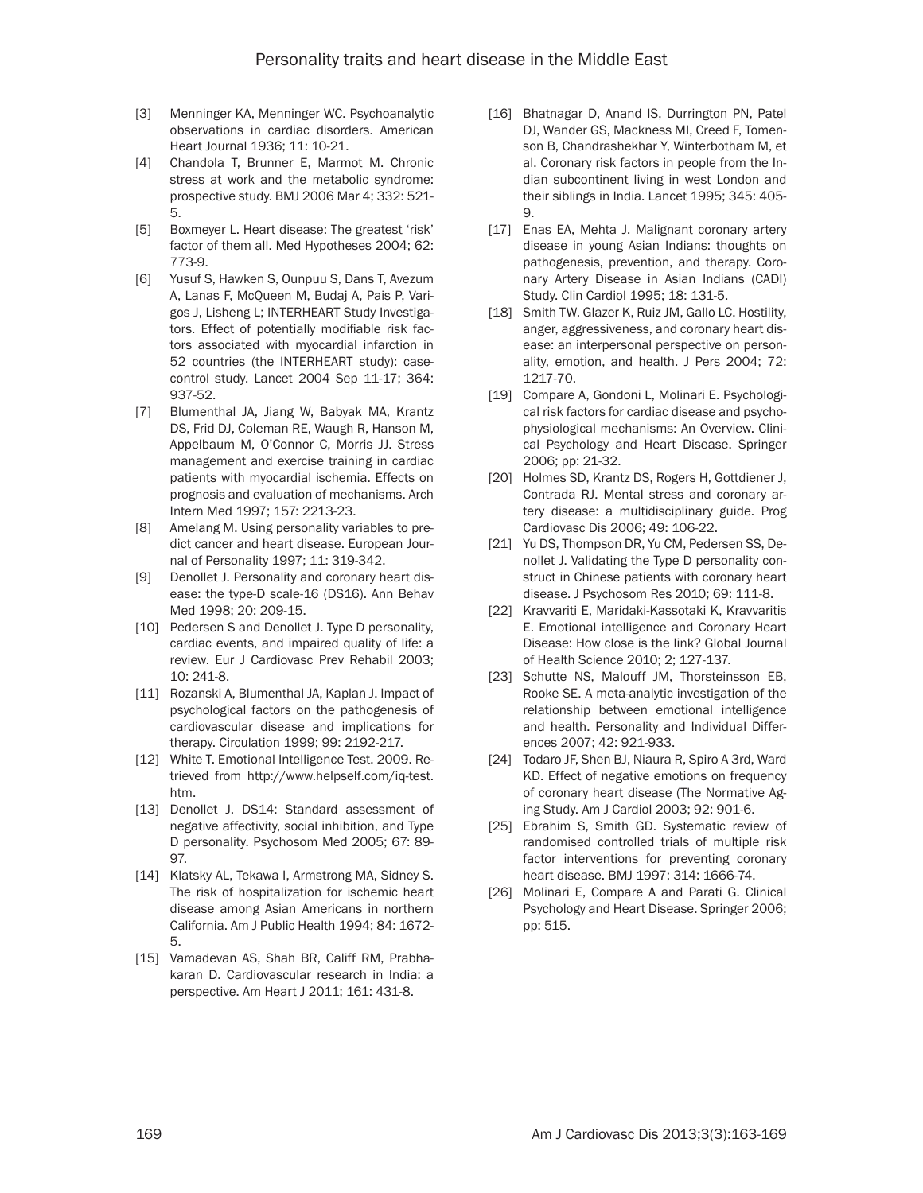[3] Menninger KA, Menninger WC. Psychoanalytic observations in cardiac disorders. American Heart Journal 1936; 11: 10-21.

[4] Chandola T, Brunner E, Marmot M. Chronic stress at work and the metabolic syndrome: prospective study. BMJ 2006 Mar 4; 332: 521-5.

[5] Boxmeyer L. Heart disease: The greatest 'risk' factor of them all. Med Hypotheses 2004; 62: 773-9.

[6] Yusuf S, Hawken S, Ounpuu S, Dans T, Avezum A, Lanas F, McQueen M, Budaj A, Pais P, Varigos J, Lisheng L; INTERHEART Study Investigators. Effect of potentially modifiable risk factors associated with myocardial infarction in 52 countries (the INTERHEART study): case-control study. Lancet 2004 Sep 11-17; 364: 937-52.

[7] Blumenthal JA, Jiang W, Babyak MA, Krantz DS, Frid DJ, Coleman RE, Waugh R, Hanson M, Appelbaum M, O'Connor C, Morris JJ. Stress management and exercise training in cardiac patients with myocardial ischemia. Effects on prognosis and evaluation of mechanisms. Arch Intern Med 1997; 157: 2213-23.

[8] Amelang M. Using personality variables to predict cancer and heart disease. European Journal of Personality 1997; 11: 319-342.

[9] Denollet J. Personality and coronary heart disease: the type-D scale-16 (DS16). Ann Behav Med 1998; 20: 209-15.

[10] Pedersen S and Denollet J. Type D personality, cardiac events, and impaired quality of life: a review. Eur J Cardiovasc Prev Rehabil 2003; 10: 241-8.

[11] Rozanski A, Blumenthal JA, Kaplan J. Impact of psychological factors on the pathogenesis of cardiovascular disease and implications for therapy. Circulation 1999; 99: 2192-217.

[12] White T. Emotional Intelligence Test. 2009. Retrieved from http://www.helpself.com/iq-test.htm.

[13] Denollet J. DS14: Standard assessment of negative affectivity, social inhibition, and Type D personality. Psychosom Med 2005; 67: 89-97.

[14] Klatsky AL, Tekawa I, Armstrong MA, Sidney S. The risk of hospitalization for ischemic heart disease among Asian Americans in northern California. Am J Public Health 1994; 84: 1672-5.

[15] Vamadevan AS, Shah BR, Califf RM, Prabhakaran D. Cardiovascular research in India: a perspective. Am Heart J 2011; 161: 431-8.

[16] Bhatnagar D, Anand IS, Durrington PN, Patel DJ, Wander GS, Mackness MI, Creed F, Tomenson B, Chandrashekhar Y, Winterbotham M, et al. Coronary risk factors in people from the Indian subcontinent living in west London and their siblings in India. Lancet 1995; 345: 405-9.

[17] Enas EA, Mehta J. Malignant coronary artery disease in young Asian Indians: thoughts on pathogenesis, prevention, and therapy. Coronary Artery Disease in Asian Indians (CADI) Study. Clin Cardiol 1995; 18: 131-5.

[18] Smith TW, Glazer K, Ruiz JM, Gallo LC. Hostility, anger, aggressiveness, and coronary heart disease: an interpersonal perspective on personality, emotion, and health. J Pers 2004; 72: 1217-70.

[19] Compare A, Gondoni L, Molinari E. Psychological risk factors for cardiac disease and psychophysiological mechanisms: An Overview. Clinical Psychology and Heart Disease. Springer 2006; pp: 21-32.

[20] Holmes SD, Krantz DS, Rogers H, Gottdiener J, Contrada RJ. Mental stress and coronary artery disease: a multidisciplinary guide. Prog Cardiovasc Dis 2006; 49: 106-22.

[21] Yu DS, Thompson DR, Yu CM, Pedersen SS, Denollet J. Validating the Type D personality construct in Chinese patients with coronary heart disease. J Psychosom Res 2010; 69: 111-8.

[22] Kravvariti E, Maridaki-Kassotaki K, Kravvaritis E. Emotional intelligence and Coronary Heart Disease: How close is the link? Global Journal of Health Science 2010; 2; 127-137.

[23] Schutte NS, Malouff JM, Thorsteinsson EB, Rooke SE. A meta-analytic investigation of the relationship between emotional intelligence and health. Personality and Individual Differences 2007; 42: 921-933.

[24] Todaro JF, Shen BJ, Niaura R, Spiro A 3rd, Ward KD. Effect of negative emotions on frequency of coronary heart disease (The Normative Aging Study. Am J Cardiol 2003; 92: 901-6.

[25] Ebrahim S, Smith GD. Systematic review of randomised controlled trials of multiple risk factor interventions for preventing coronary heart disease. BMJ 1997; 314: 1666-74.

[26] Molinari E, Compare A and Parati G. Clinical Psychology and Heart Disease. Springer 2006; pp: 515.